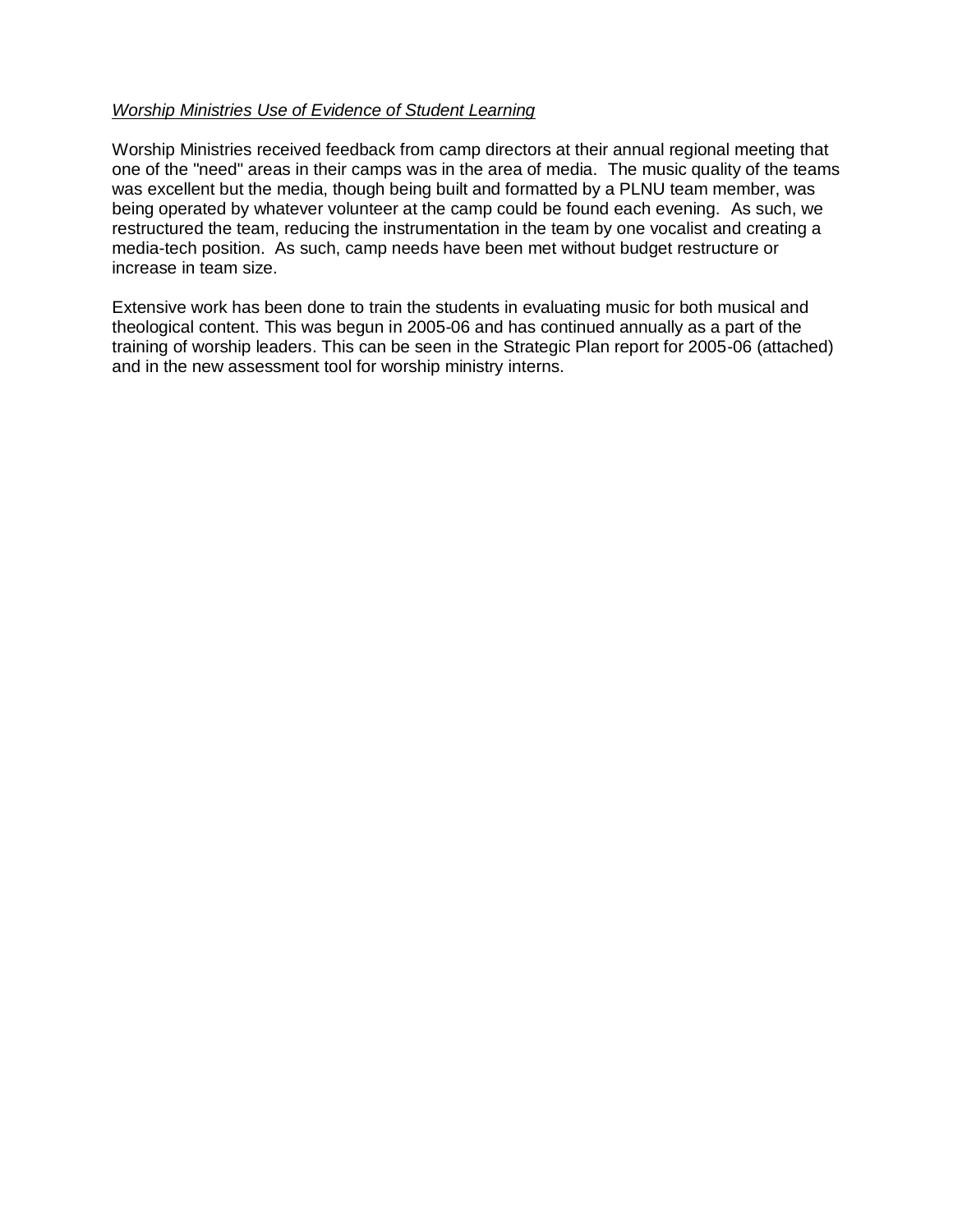*Worship Ministries Use of Evidence of Student Learning*

Worship Ministries received feedback from camp directors at their annual regional meeting that one of the "need" areas in their camps was in the area of media. The music quality of the teams was excellent but the media, though being built and formatted by a PLNU team member, was being operated by whatever volunteer at the camp could be found each evening. As such, we restructured the team, reducing the instrumentation in the team by one vocalist and creating a media-tech position. As such, camp needs have been met without budget restructure or increase in team size.

Extensive work has been done to train the students in evaluating music for both musical and theological content. This was begun in 2005-06 and has continued annually as a part of the training of worship leaders. This can be seen in the Strategic Plan report for 2005-06 (attached) and in the new assessment tool for worship ministry interns.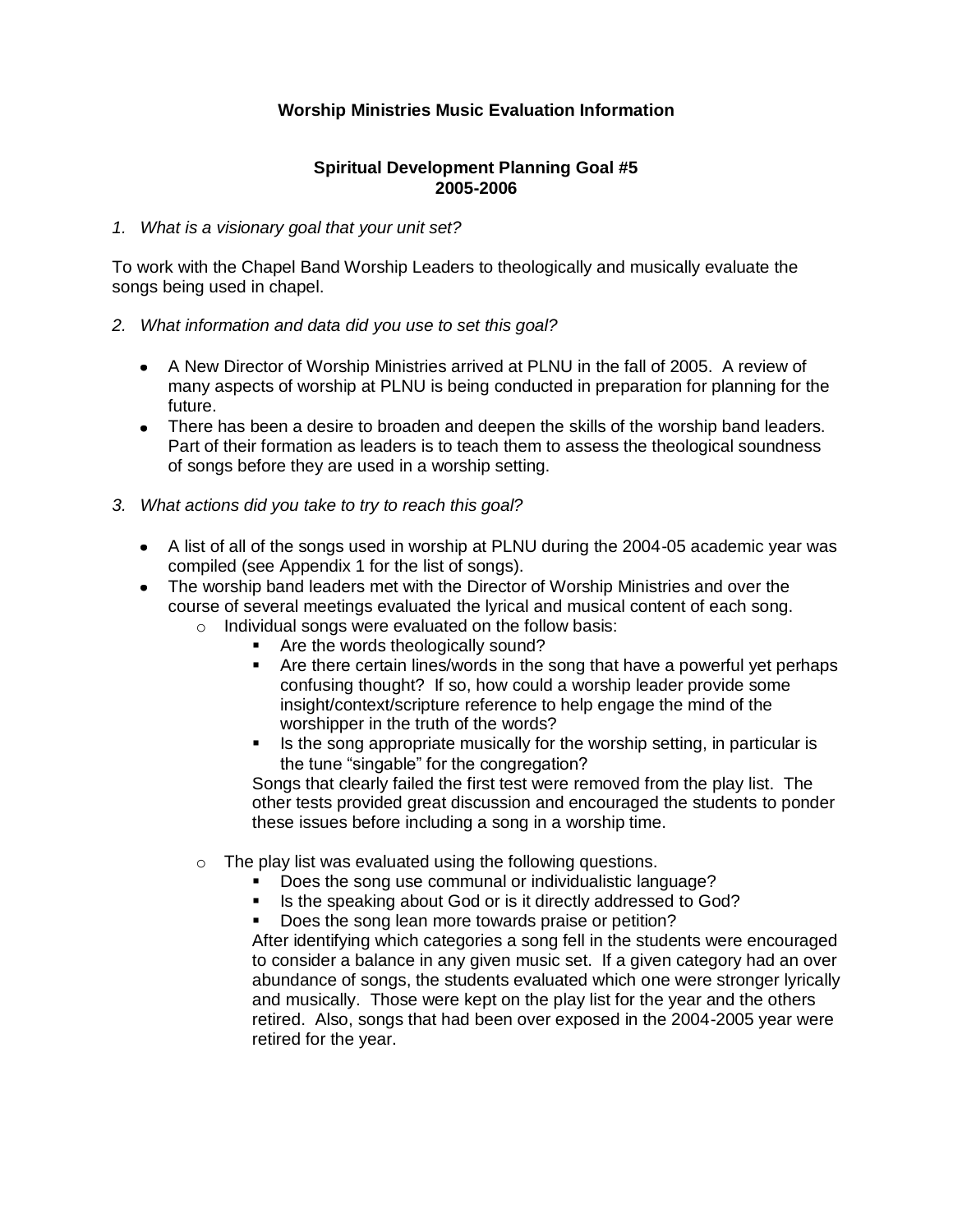**Worship Ministries Music Evaluation Information**

**Spiritual Development Planning Goal #5**
**2005-2006**

*1. What is a visionary goal that your unit set?*

To work with the Chapel Band Worship Leaders to theologically and musically evaluate the songs being used in chapel.

*2. What information and data did you use to set this goal?*

- A New Director of Worship Ministries arrived at PLNU in the fall of 2005. A review of many aspects of worship at PLNU is being conducted in preparation for planning for the future.
- There has been a desire to broaden and deepen the skills of the worship band leaders. Part of their formation as leaders is to teach them to assess the theological soundness of songs before they are used in a worship setting.

*3. What actions did you take to try to reach this goal?*

- A list of all of the songs used in worship at PLNU during the 2004-05 academic year was compiled (see Appendix 1 for the list of songs).
- The worship band leaders met with the Director of Worship Ministries and over the course of several meetings evaluated the lyrical and musical content of each song.
  - Individual songs were evaluated on the follow basis:
    - Are the words theologically sound?
    - Are there certain lines/words in the song that have a powerful yet perhaps confusing thought? If so, how could a worship leader provide some insight/context/scripture reference to help engage the mind of the worshipper in the truth of the words?
    - Is the song appropriate musically for the worship setting, in particular is the tune "singable" for the congregation?

    Songs that clearly failed the first test were removed from the play list. The other tests provided great discussion and encouraged the students to ponder these issues before including a song in a worship time.

  - The play list was evaluated using the following questions.
    - Does the song use communal or individualistic language?
    - Is the speaking about God or is it directly addressed to God?
    - Does the song lean more towards praise or petition?

    After identifying which categories a song fell in the students were encouraged to consider a balance in any given music set. If a given category had an over abundance of songs, the students evaluated which one were stronger lyrically and musically. Those were kept on the play list for the year and the others retired. Also, songs that had been over exposed in the 2004-2005 year were retired for the year.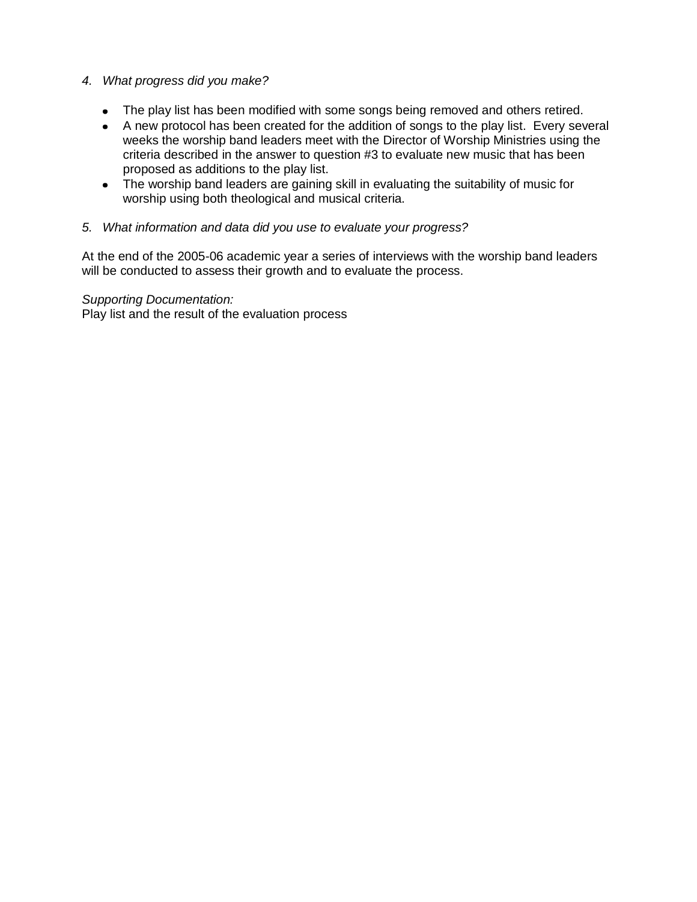*4. What progress did you make?*

- The play list has been modified with some songs being removed and others retired.
- A new protocol has been created for the addition of songs to the play list. Every several weeks the worship band leaders meet with the Director of Worship Ministries using the criteria described in the answer to question #3 to evaluate new music that has been proposed as additions to the play list.
- The worship band leaders are gaining skill in evaluating the suitability of music for worship using both theological and musical criteria.

*5. What information and data did you use to evaluate your progress?*

At the end of the 2005-06 academic year a series of interviews with the worship band leaders will be conducted to assess their growth and to evaluate the process.

*Supporting Documentation:*
Play list and the result of the evaluation process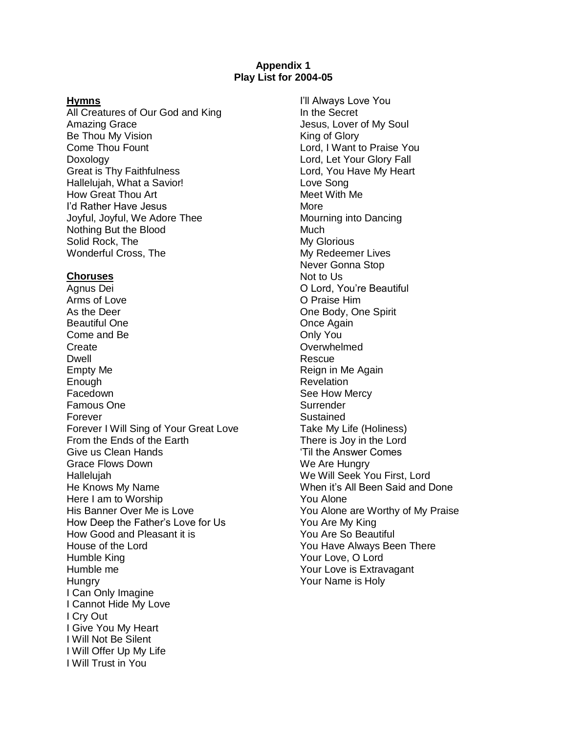**Appendix 1**
**Play List for 2004-05**

**Hymns**

All Creatures of Our God and King
Amazing Grace
Be Thou My Vision
Come Thou Fount
Doxology
Great is Thy Faithfulness
Hallelujah, What a Savior!
How Great Thou Art
I'd Rather Have Jesus
Joyful, Joyful, We Adore Thee
Nothing But the Blood
Solid Rock, The
Wonderful Cross, The

**Choruses**

Agnus Dei
Arms of Love
As the Deer
Beautiful One
Come and Be
Create
Dwell
Empty Me
Enough
Facedown
Famous One
Forever
Forever I Will Sing of Your Great Love
From the Ends of the Earth
Give us Clean Hands
Grace Flows Down
Hallelujah
He Knows My Name
Here I am to Worship
His Banner Over Me is Love
How Deep the Father's Love for Us
How Good and Pleasant it is
House of the Lord
Humble King
Humble me
Hungry
I Can Only Imagine
I Cannot Hide My Love
I Cry Out
I Give You My Heart
I Will Not Be Silent
I Will Offer Up My Life
I Will Trust in You
I'll Always Love You
In the Secret
Jesus, Lover of My Soul
King of Glory
Lord, I Want to Praise You
Lord, Let Your Glory Fall
Lord, You Have My Heart
Love Song
Meet With Me
More
Mourning into Dancing
Much
My Glorious
My Redeemer Lives
Never Gonna Stop
Not to Us
O Lord, You're Beautiful
O Praise Him
One Body, One Spirit
Once Again
Only You
Overwhelmed
Rescue
Reign in Me Again
Revelation
See How Mercy
Surrender
Sustained
Take My Life (Holiness)
There is Joy in the Lord
'Til the Answer Comes
We Are Hungry
We Will Seek You First, Lord
When it's All Been Said and Done
You Alone
You Alone are Worthy of My Praise
You Are My King
You Are So Beautiful
You Have Always Been There
Your Love, O Lord
Your Love is Extravagant
Your Name is Holy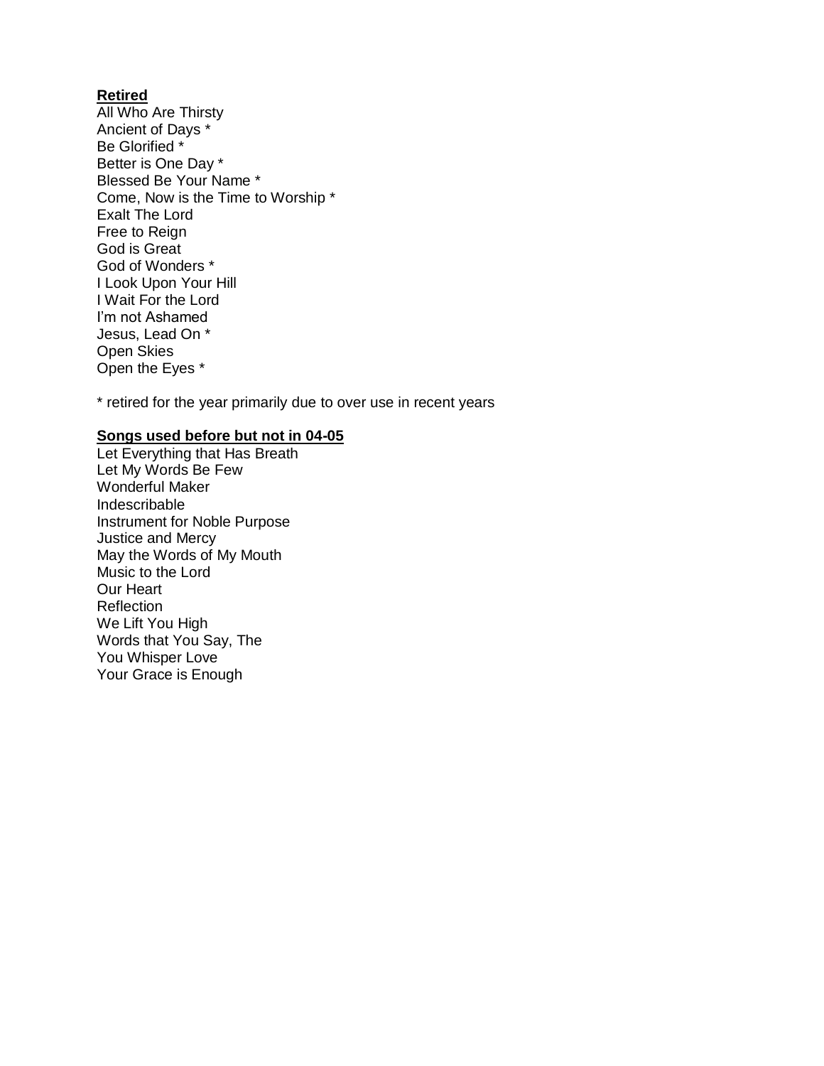**Retired**

All Who Are Thirsty
Ancient of Days *
Be Glorified *
Better is One Day *
Blessed Be Your Name *
Come, Now is the Time to Worship *
Exalt The Lord
Free to Reign
God is Great
God of Wonders *
I Look Upon Your Hill
I Wait For the Lord
I'm not Ashamed
Jesus, Lead On *
Open Skies
Open the Eyes *

* retired for the year primarily due to over use in recent years

**Songs used before but not in 04-05**

Let Everything that Has Breath
Let My Words Be Few
Wonderful Maker
Indescribable
Instrument for Noble Purpose
Justice and Mercy
May the Words of My Mouth
Music to the Lord
Our Heart
Reflection
We Lift You High
Words that You Say, The
You Whisper Love
Your Grace is Enough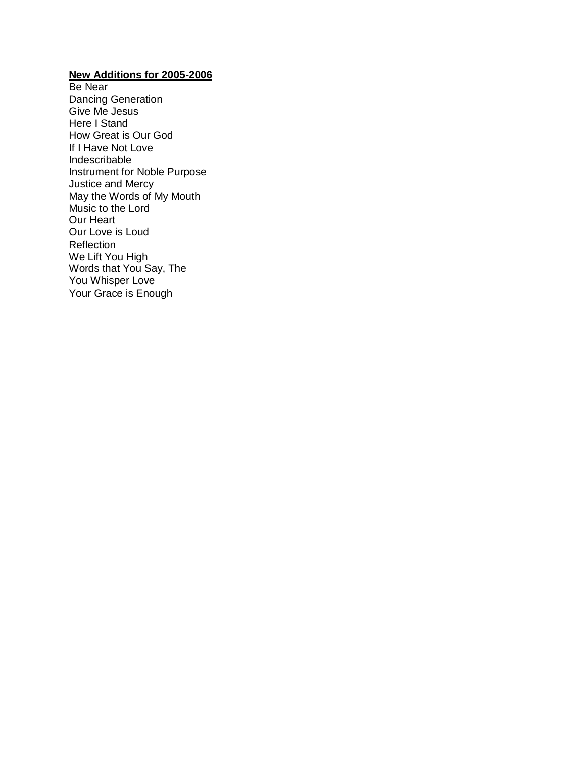**New Additions for 2005-2006**

Be Near
Dancing Generation
Give Me Jesus
Here I Stand
How Great is Our God
If I Have Not Love
Indescribable
Instrument for Noble Purpose
Justice and Mercy
May the Words of My Mouth
Music to the Lord
Our Heart
Our Love is Loud
Reflection
We Lift You High
Words that You Say, The
You Whisper Love
Your Grace is Enough